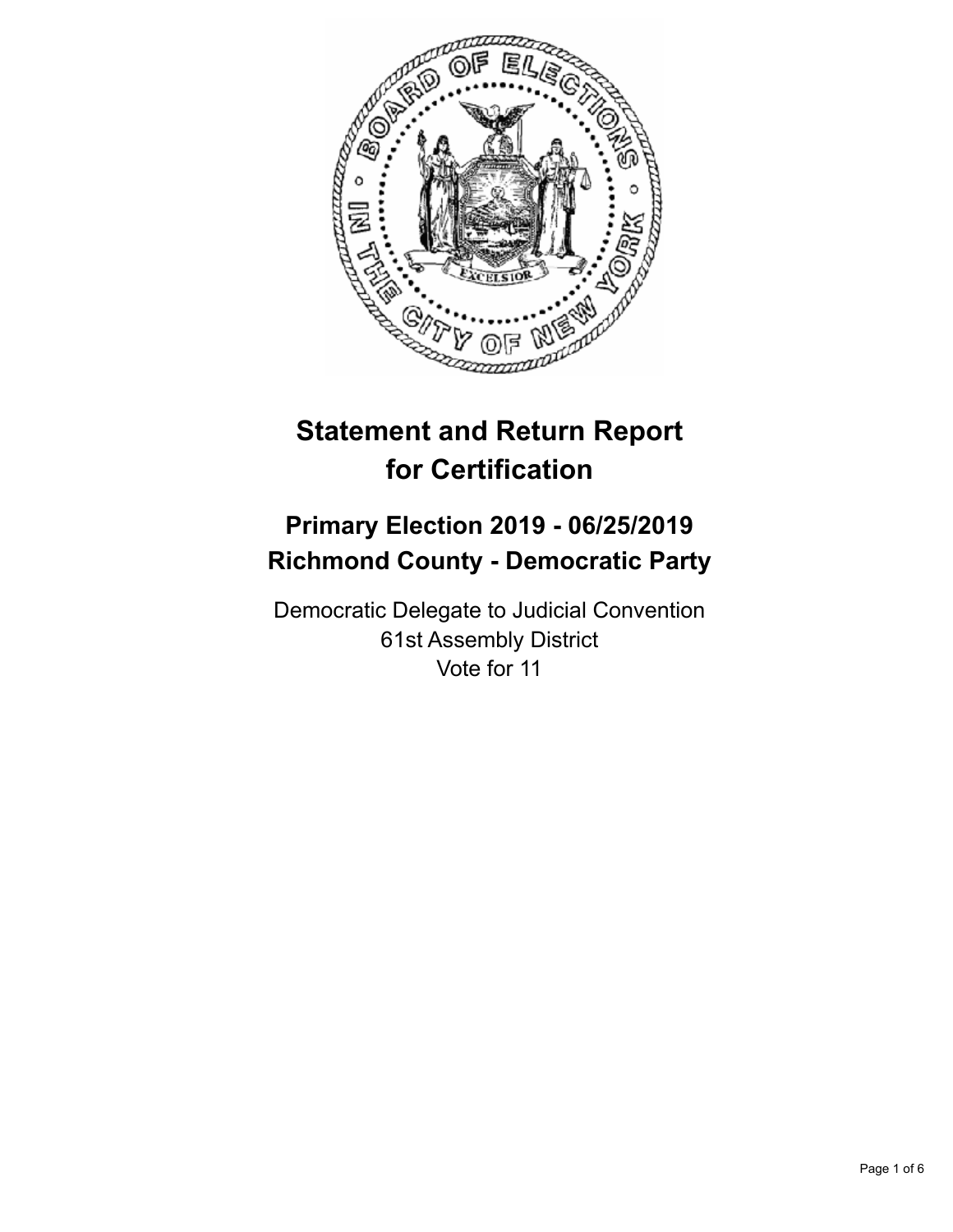# Statement and Return Report for Certification

## Primary Election 2019 - 06/25/2019
## Richmond County - Democratic Party

Democratic Delegate to Judicial Convention
61st Assembly District
Vote for 11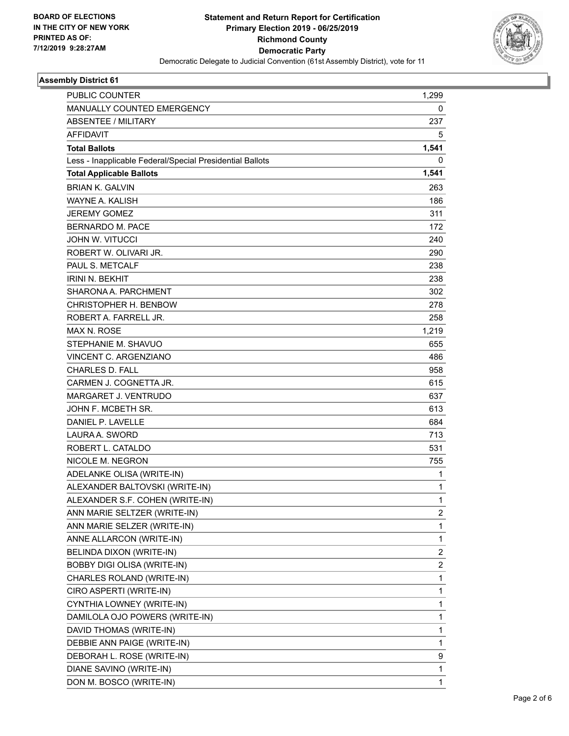BOARD OF ELECTIONS
IN THE CITY OF NEW YORK
PRINTED AS OF:
7/12/2019 9:28:27AM

**Statement and Return Report for Certification**
**Primary Election 2019 - 06/25/2019**
**Richmond County**
**Democratic Party**
Democratic Delegate to Judicial Convention (61st Assembly District), vote for 11

### Assembly District 61

| | |
|---|---|
| PUBLIC COUNTER | 1,299 |
| MANUALLY COUNTED EMERGENCY | 0 |
| ABSENTEE / MILITARY | 237 |
| AFFIDAVIT | 5 |
| **Total Ballots** | **1,541** |
| Less - Inapplicable Federal/Special Presidential Ballots | 0 |
| **Total Applicable Ballots** | **1,541** |
| BRIAN K. GALVIN | 263 |
| WAYNE A. KALISH | 186 |
| JEREMY GOMEZ | 311 |
| BERNARDO M. PACE | 172 |
| JOHN W. VITUCCI | 240 |
| ROBERT W. OLIVARI JR. | 290 |
| PAUL S. METCALF | 238 |
| IRINI N. BEKHIT | 238 |
| SHARONA A. PARCHMENT | 302 |
| CHRISTOPHER H. BENBOW | 278 |
| ROBERT A. FARRELL JR. | 258 |
| MAX N. ROSE | 1,219 |
| STEPHANIE M. SHAVUO | 655 |
| VINCENT C. ARGENZIANO | 486 |
| CHARLES D. FALL | 958 |
| CARMEN J. COGNETTA JR. | 615 |
| MARGARET J. VENTRUDO | 637 |
| JOHN F. MCBETH SR. | 613 |
| DANIEL P. LAVELLE | 684 |
| LAURA A. SWORD | 713 |
| ROBERT L. CATALDO | 531 |
| NICOLE M. NEGRON | 755 |
| ADELANKE OLISA (WRITE-IN) | 1 |
| ALEXANDER BALTOVSKI (WRITE-IN) | 1 |
| ALEXANDER S.F. COHEN (WRITE-IN) | 1 |
| ANN MARIE SELTZER (WRITE-IN) | 2 |
| ANN MARIE SELZER (WRITE-IN) | 1 |
| ANNE ALLARCON (WRITE-IN) | 1 |
| BELINDA DIXON (WRITE-IN) | 2 |
| BOBBY DIGI OLISA (WRITE-IN) | 2 |
| CHARLES ROLAND (WRITE-IN) | 1 |
| CIRO ASPERTI (WRITE-IN) | 1 |
| CYNTHIA LOWNEY (WRITE-IN) | 1 |
| DAMILOLA OJO POWERS (WRITE-IN) | 1 |
| DAVID THOMAS (WRITE-IN) | 1 |
| DEBBIE ANN PAIGE (WRITE-IN) | 1 |
| DEBORAH L. ROSE (WRITE-IN) | 9 |
| DIANE SAVINO (WRITE-IN) | 1 |
| DON M. BOSCO (WRITE-IN) | 1 |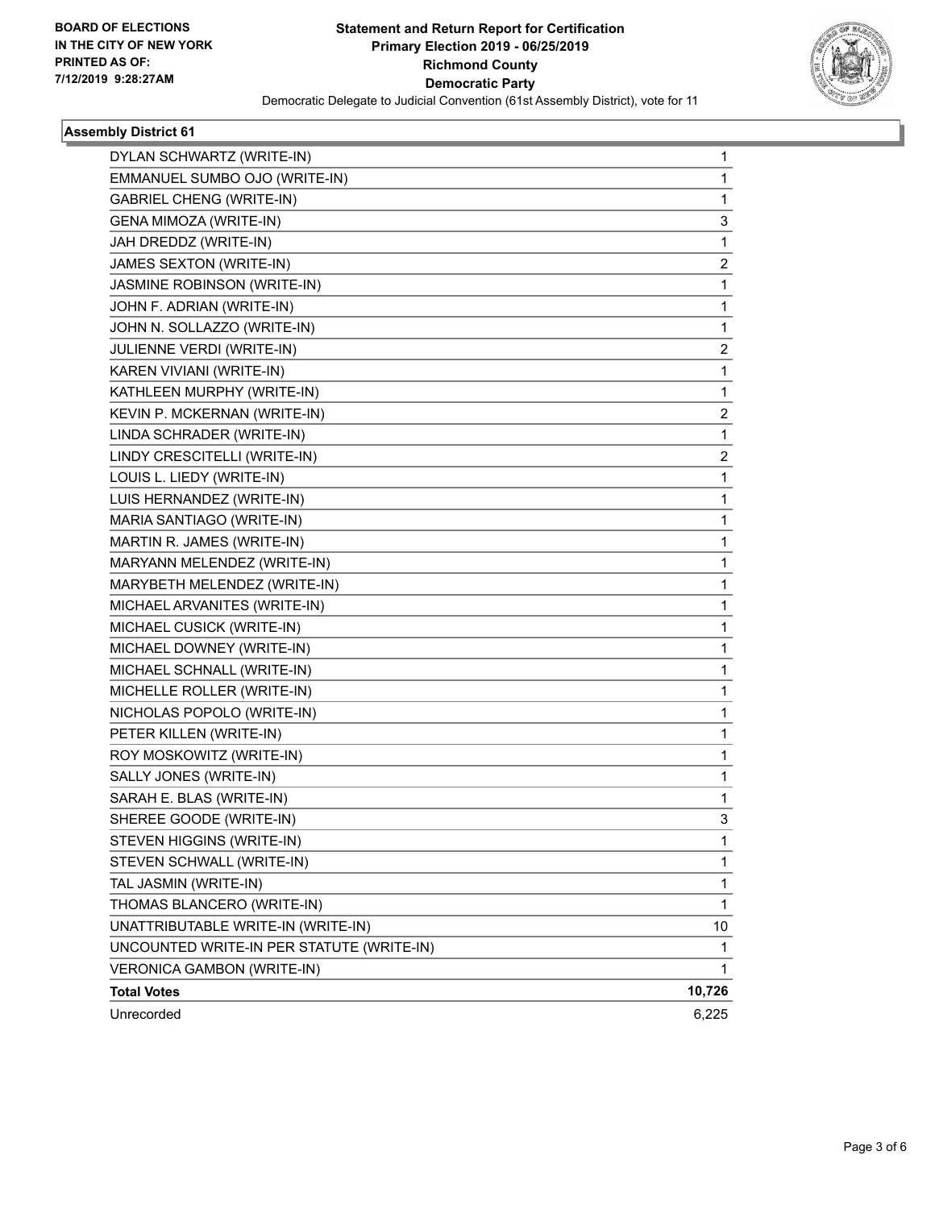BOARD OF ELECTIONS
IN THE CITY OF NEW YORK
PRINTED AS OF:
7/12/2019 9:28:27AM

**Statement and Return Report for Certification**
**Primary Election 2019 - 06/25/2019**
**Richmond County**
**Democratic Party**
Democratic Delegate to Judicial Convention (61st Assembly District), vote for 11

### Assembly District 61

| | |
|---|---|
| DYLAN SCHWARTZ (WRITE-IN) | 1 |
| EMMANUEL SUMBO OJO (WRITE-IN) | 1 |
| GABRIEL CHENG (WRITE-IN) | 1 |
| GENA MIMOZA (WRITE-IN) | 3 |
| JAH DREDDZ (WRITE-IN) | 1 |
| JAMES SEXTON (WRITE-IN) | 2 |
| JASMINE ROBINSON (WRITE-IN) | 1 |
| JOHN F. ADRIAN (WRITE-IN) | 1 |
| JOHN N. SOLLAZZO (WRITE-IN) | 1 |
| JULIENNE VERDI (WRITE-IN) | 2 |
| KAREN VIVIANI (WRITE-IN) | 1 |
| KATHLEEN MURPHY (WRITE-IN) | 1 |
| KEVIN P. MCKERNAN (WRITE-IN) | 2 |
| LINDA SCHRADER (WRITE-IN) | 1 |
| LINDY CRESCITELLI (WRITE-IN) | 2 |
| LOUIS L. LIEDY (WRITE-IN) | 1 |
| LUIS HERNANDEZ (WRITE-IN) | 1 |
| MARIA SANTIAGO (WRITE-IN) | 1 |
| MARTIN R. JAMES (WRITE-IN) | 1 |
| MARYANN MELENDEZ (WRITE-IN) | 1 |
| MARYBETH MELENDEZ (WRITE-IN) | 1 |
| MICHAEL ARVANITES (WRITE-IN) | 1 |
| MICHAEL CUSICK (WRITE-IN) | 1 |
| MICHAEL DOWNEY (WRITE-IN) | 1 |
| MICHAEL SCHNALL (WRITE-IN) | 1 |
| MICHELLE ROLLER (WRITE-IN) | 1 |
| NICHOLAS POPOLO (WRITE-IN) | 1 |
| PETER KILLEN (WRITE-IN) | 1 |
| ROY MOSKOWITZ (WRITE-IN) | 1 |
| SALLY JONES (WRITE-IN) | 1 |
| SARAH E. BLAS (WRITE-IN) | 1 |
| SHEREE GOODE (WRITE-IN) | 3 |
| STEVEN HIGGINS (WRITE-IN) | 1 |
| STEVEN SCHWALL (WRITE-IN) | 1 |
| TAL JASMIN (WRITE-IN) | 1 |
| THOMAS BLANCERO (WRITE-IN) | 1 |
| UNATTRIBUTABLE WRITE-IN (WRITE-IN) | 10 |
| UNCOUNTED WRITE-IN PER STATUTE (WRITE-IN) | 1 |
| VERONICA GAMBON (WRITE-IN) | 1 |
| **Total Votes** | **10,726** |
| Unrecorded | 6,225 |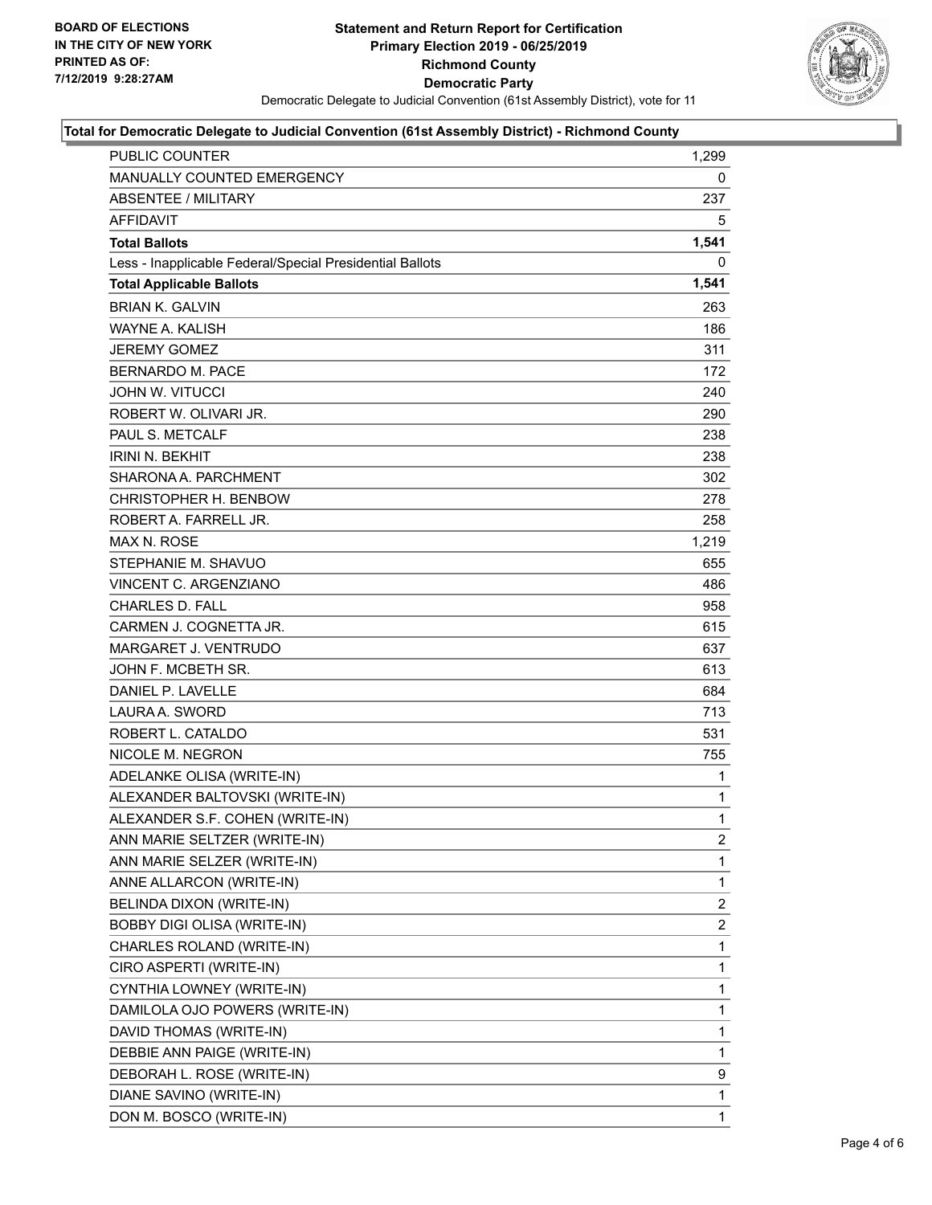BOARD OF ELECTIONS
IN THE CITY OF NEW YORK
PRINTED AS OF:
7/12/2019 9:28:27AM

# Statement and Return Report for Certification
## Primary Election 2019 - 06/25/2019
## Richmond County
## Democratic Party

Democratic Delegate to Judicial Convention (61st Assembly District), vote for 11

### Total for Democratic Delegate to Judicial Convention (61st Assembly District) - Richmond County

| | |
|---|---|
| PUBLIC COUNTER | 1,299 |
| MANUALLY COUNTED EMERGENCY | 0 |
| ABSENTEE / MILITARY | 237 |
| AFFIDAVIT | 5 |
| **Total Ballots** | **1,541** |
| Less - Inapplicable Federal/Special Presidential Ballots | 0 |
| **Total Applicable Ballots** | **1,541** |
| BRIAN K. GALVIN | 263 |
| WAYNE A. KALISH | 186 |
| JEREMY GOMEZ | 311 |
| BERNARDO M. PACE | 172 |
| JOHN W. VITUCCI | 240 |
| ROBERT W. OLIVARI JR. | 290 |
| PAUL S. METCALF | 238 |
| IRINI N. BEKHIT | 238 |
| SHARONA A. PARCHMENT | 302 |
| CHRISTOPHER H. BENBOW | 278 |
| ROBERT A. FARRELL JR. | 258 |
| MAX N. ROSE | 1,219 |
| STEPHANIE M. SHAVUO | 655 |
| VINCENT C. ARGENZIANO | 486 |
| CHARLES D. FALL | 958 |
| CARMEN J. COGNETTA JR. | 615 |
| MARGARET J. VENTRUDO | 637 |
| JOHN F. MCBETH SR. | 613 |
| DANIEL P. LAVELLE | 684 |
| LAURA A. SWORD | 713 |
| ROBERT L. CATALDO | 531 |
| NICOLE M. NEGRON | 755 |
| ADELANKE OLISA (WRITE-IN) | 1 |
| ALEXANDER BALTOVSKI (WRITE-IN) | 1 |
| ALEXANDER S.F. COHEN (WRITE-IN) | 1 |
| ANN MARIE SELTZER (WRITE-IN) | 2 |
| ANN MARIE SELZER (WRITE-IN) | 1 |
| ANNE ALLARCON (WRITE-IN) | 1 |
| BELINDA DIXON (WRITE-IN) | 2 |
| BOBBY DIGI OLISA (WRITE-IN) | 2 |
| CHARLES ROLAND (WRITE-IN) | 1 |
| CIRO ASPERTI (WRITE-IN) | 1 |
| CYNTHIA LOWNEY (WRITE-IN) | 1 |
| DAMILOLA OJO POWERS (WRITE-IN) | 1 |
| DAVID THOMAS (WRITE-IN) | 1 |
| DEBBIE ANN PAIGE (WRITE-IN) | 1 |
| DEBORAH L. ROSE (WRITE-IN) | 9 |
| DIANE SAVINO (WRITE-IN) | 1 |
| DON M. BOSCO (WRITE-IN) | 1 |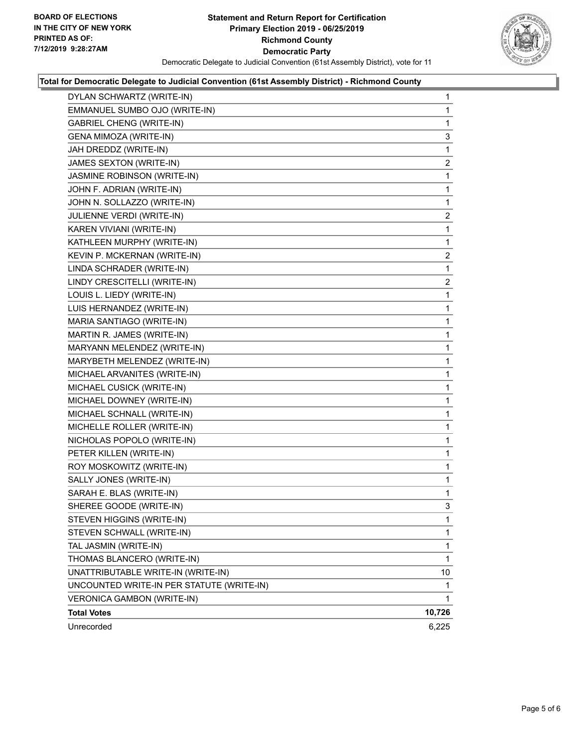BOARD OF ELECTIONS
IN THE CITY OF NEW YORK
PRINTED AS OF:
7/12/2019 9:28:27AM

**Statement and Return Report for Certification**
**Primary Election 2019 - 06/25/2019**
**Richmond County**
**Democratic Party**
Democratic Delegate to Judicial Convention (61st Assembly District), vote for 11

### Total for Democratic Delegate to Judicial Convention (61st Assembly District) - Richmond County

| Candidate | Votes |
|---|---|
| DYLAN SCHWARTZ (WRITE-IN) | 1 |
| EMMANUEL SUMBO OJO (WRITE-IN) | 1 |
| GABRIEL CHENG (WRITE-IN) | 1 |
| GENA MIMOZA (WRITE-IN) | 3 |
| JAH DREDDZ (WRITE-IN) | 1 |
| JAMES SEXTON (WRITE-IN) | 2 |
| JASMINE ROBINSON (WRITE-IN) | 1 |
| JOHN F. ADRIAN (WRITE-IN) | 1 |
| JOHN N. SOLLAZZO (WRITE-IN) | 1 |
| JULIENNE VERDI (WRITE-IN) | 2 |
| KAREN VIVIANI (WRITE-IN) | 1 |
| KATHLEEN MURPHY (WRITE-IN) | 1 |
| KEVIN P. MCKERNAN (WRITE-IN) | 2 |
| LINDA SCHRADER (WRITE-IN) | 1 |
| LINDY CRESCITELLI (WRITE-IN) | 2 |
| LOUIS L. LIEDY (WRITE-IN) | 1 |
| LUIS HERNANDEZ (WRITE-IN) | 1 |
| MARIA SANTIAGO (WRITE-IN) | 1 |
| MARTIN R. JAMES (WRITE-IN) | 1 |
| MARYANN MELENDEZ (WRITE-IN) | 1 |
| MARYBETH MELENDEZ (WRITE-IN) | 1 |
| MICHAEL ARVANITES (WRITE-IN) | 1 |
| MICHAEL CUSICK (WRITE-IN) | 1 |
| MICHAEL DOWNEY (WRITE-IN) | 1 |
| MICHAEL SCHNALL (WRITE-IN) | 1 |
| MICHELLE ROLLER (WRITE-IN) | 1 |
| NICHOLAS POPOLO (WRITE-IN) | 1 |
| PETER KILLEN (WRITE-IN) | 1 |
| ROY MOSKOWITZ (WRITE-IN) | 1 |
| SALLY JONES (WRITE-IN) | 1 |
| SARAH E. BLAS (WRITE-IN) | 1 |
| SHEREE GOODE (WRITE-IN) | 3 |
| STEVEN HIGGINS (WRITE-IN) | 1 |
| STEVEN SCHWALL (WRITE-IN) | 1 |
| TAL JASMIN (WRITE-IN) | 1 |
| THOMAS BLANCERO (WRITE-IN) | 1 |
| UNATTRIBUTABLE WRITE-IN (WRITE-IN) | 10 |
| UNCOUNTED WRITE-IN PER STATUTE (WRITE-IN) | 1 |
| VERONICA GAMBON (WRITE-IN) | 1 |
| **Total Votes** | **10,726** |
| Unrecorded | 6,225 |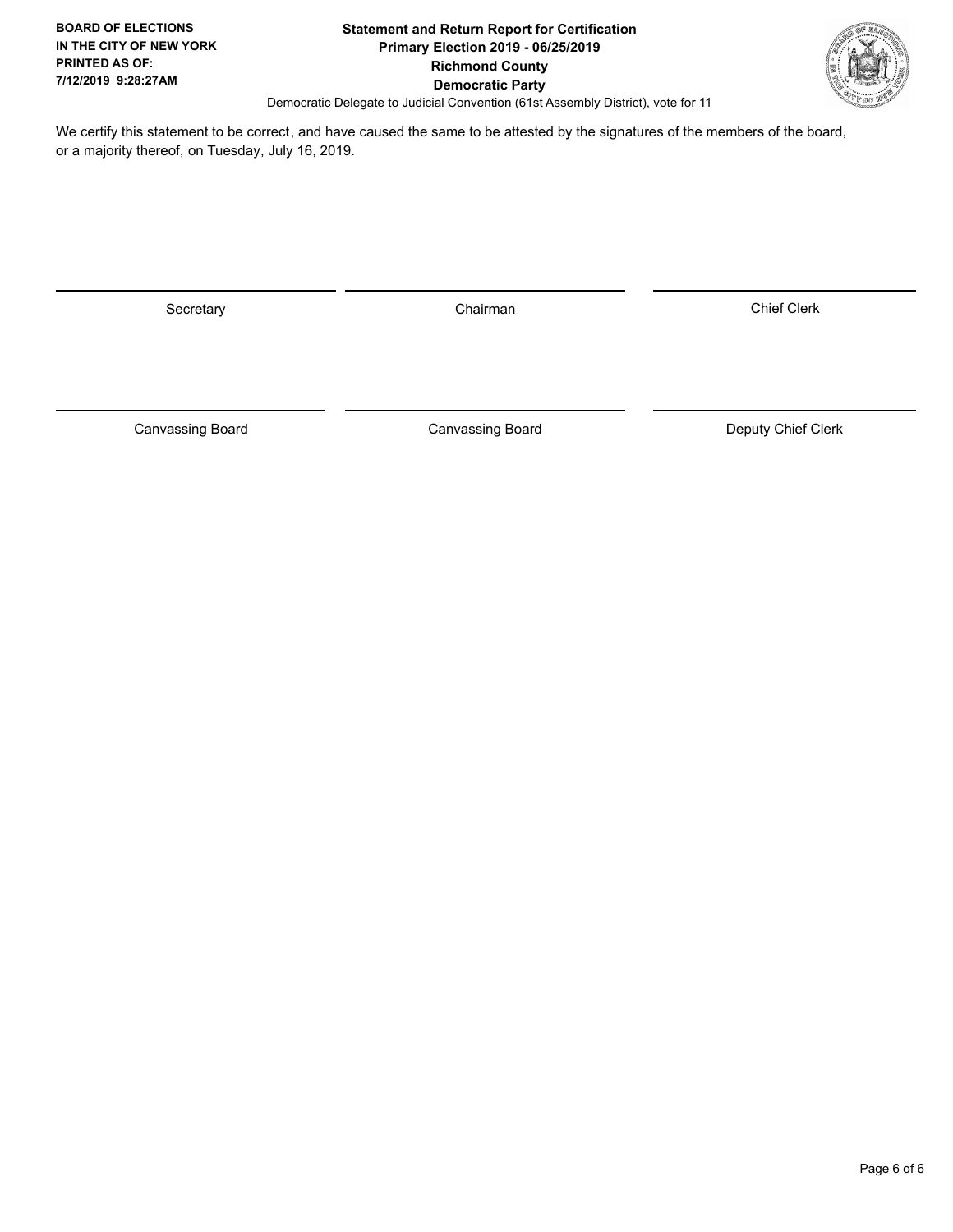**BOARD OF ELECTIONS**
**IN THE CITY OF NEW YORK**
**PRINTED AS OF:**
**7/12/2019 9:28:27AM**

**Statement and Return Report for Certification**
**Primary Election 2019 - 06/25/2019**
**Richmond County**
**Democratic Party**

Democratic Delegate to Judicial Convention (61st Assembly District), vote for 11

We certify this statement to be correct, and have caused the same to be attested by the signatures of the members of the board, or a majority thereof, on Tuesday, July 16, 2019.

| | | |
|---|---|---|
| Secretary | Chairman | Chief Clerk |
| Canvassing Board | Canvassing Board | Deputy Chief Clerk |